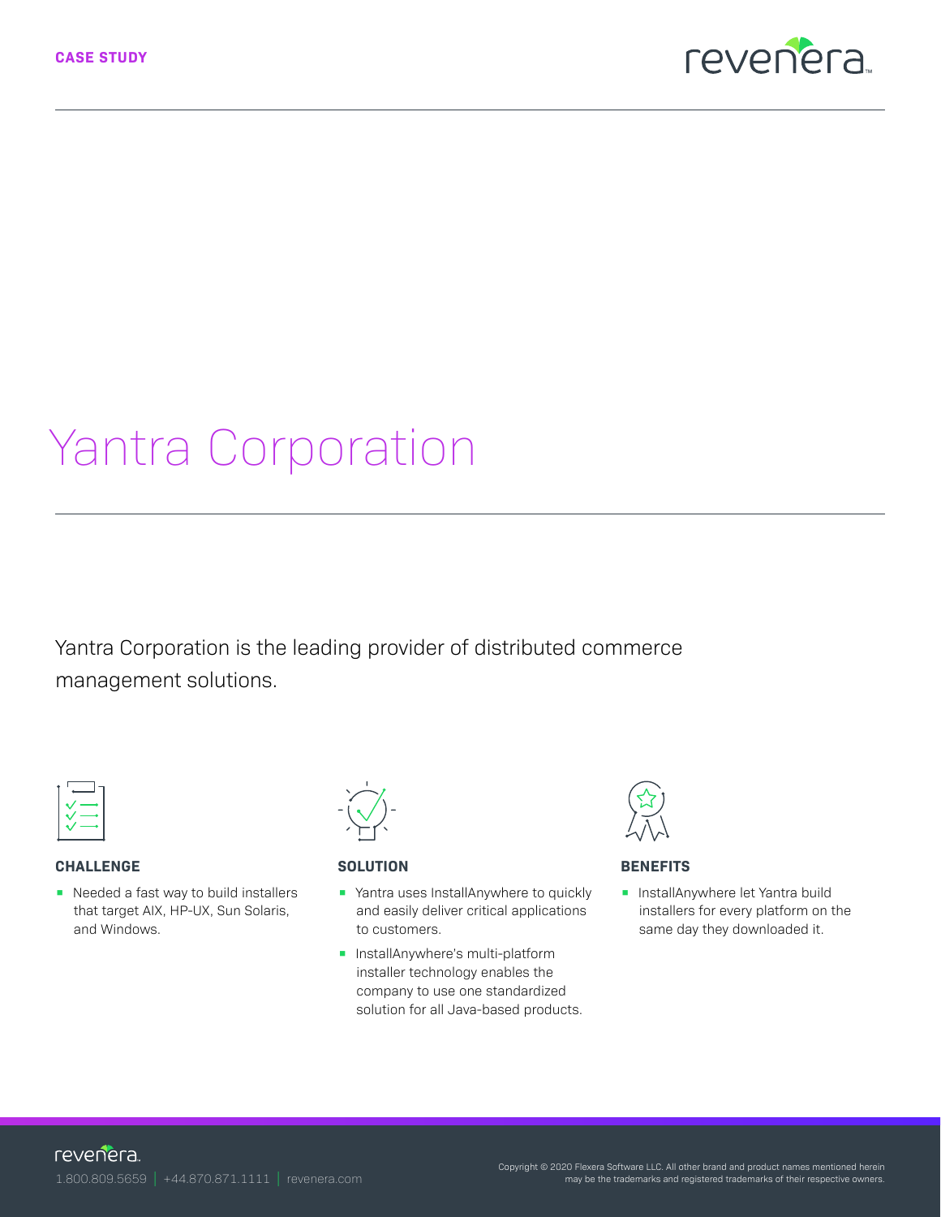CASE STUDY

# Yantra Corporation

Yantra Corporation is the leading provider of distributed commerce management solutions.

### CHALLENGE

- Needed a fast way to build installers that target AIX, HP-UX, Sun Solaris, and Windows.

### SOLUTION

- Yantra uses InstallAnywhere to quickly and easily deliver critical applications to customers.
- InstallAnywhere's multi-platform installer technology enables the company to use one standardized solution for all Java-based products.

### BENEFITS

- InstallAnywhere let Yantra build installers for every platform on the same day they downloaded it.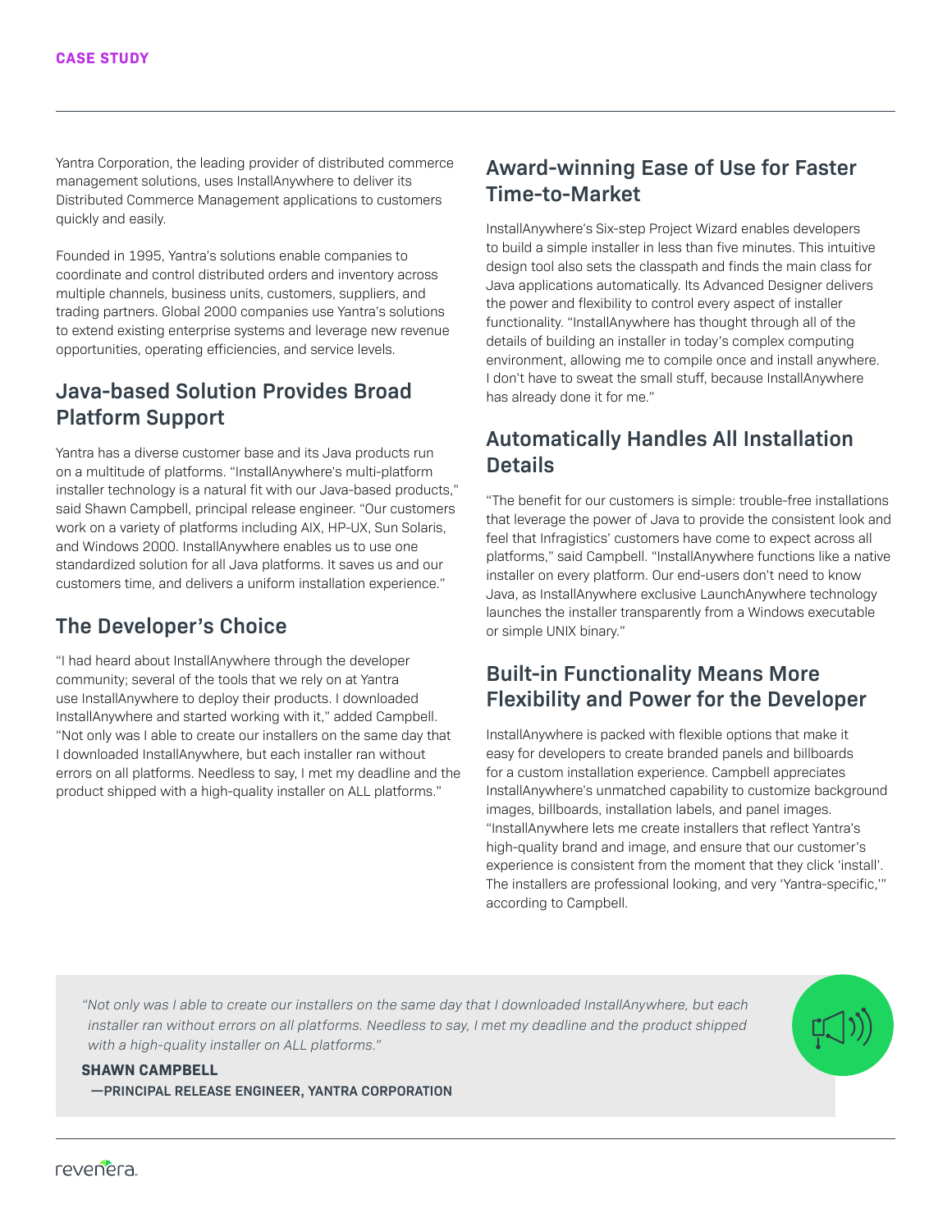CASE STUDY

Yantra Corporation, the leading provider of distributed commerce management solutions, uses InstallAnywhere to deliver its Distributed Commerce Management applications to customers quickly and easily.

Founded in 1995, Yantra's solutions enable companies to coordinate and control distributed orders and inventory across multiple channels, business units, customers, suppliers, and trading partners. Global 2000 companies use Yantra's solutions to extend existing enterprise systems and leverage new revenue opportunities, operating efficiencies, and service levels.

## Java-based Solution Provides Broad Platform Support

Yantra has a diverse customer base and its Java products run on a multitude of platforms. "InstallAnywhere's multi-platform installer technology is a natural fit with our Java-based products," said Shawn Campbell, principal release engineer. "Our customers work on a variety of platforms including AIX, HP-UX, Sun Solaris, and Windows 2000. InstallAnywhere enables us to use one standardized solution for all Java platforms. It saves us and our customers time, and delivers a uniform installation experience."

## The Developer's Choice

"I had heard about InstallAnywhere through the developer community; several of the tools that we rely on at Yantra use InstallAnywhere to deploy their products. I downloaded InstallAnywhere and started working with it," added Campbell. "Not only was I able to create our installers on the same day that I downloaded InstallAnywhere, but each installer ran without errors on all platforms. Needless to say, I met my deadline and the product shipped with a high-quality installer on ALL platforms."

## Award-winning Ease of Use for Faster Time-to-Market

InstallAnywhere's Six-step Project Wizard enables developers to build a simple installer in less than five minutes. This intuitive design tool also sets the classpath and finds the main class for Java applications automatically. Its Advanced Designer delivers the power and flexibility to control every aspect of installer functionality. "InstallAnywhere has thought through all of the details of building an installer in today's complex computing environment, allowing me to compile once and install anywhere. I don't have to sweat the small stuff, because InstallAnywhere has already done it for me."

## Automatically Handles All Installation Details

"The benefit for our customers is simple: trouble-free installations that leverage the power of Java to provide the consistent look and feel that Infragistics' customers have come to expect across all platforms," said Campbell. "InstallAnywhere functions like a native installer on every platform. Our end-users don't need to know Java, as InstallAnywhere exclusive LaunchAnywhere technology launches the installer transparently from a Windows executable or simple UNIX binary."

## Built-in Functionality Means More Flexibility and Power for the Developer

InstallAnywhere is packed with flexible options that make it easy for developers to create branded panels and billboards for a custom installation experience. Campbell appreciates InstallAnywhere's unmatched capability to customize background images, billboards, installation labels, and panel images. "InstallAnywhere lets me create installers that reflect Yantra's high-quality brand and image, and ensure that our customer's experience is consistent from the moment that they click 'install'. The installers are professional looking, and very 'Yantra-specific,'" according to Campbell.

> *"Not only was I able to create our installers on the same day that I downloaded InstallAnywhere, but each installer ran without errors on all platforms. Needless to say, I met my deadline and the product shipped with a high-quality installer on ALL platforms."*
>
> **SHAWN CAMPBELL**
> **—PRINCIPAL RELEASE ENGINEER, YANTRA CORPORATION**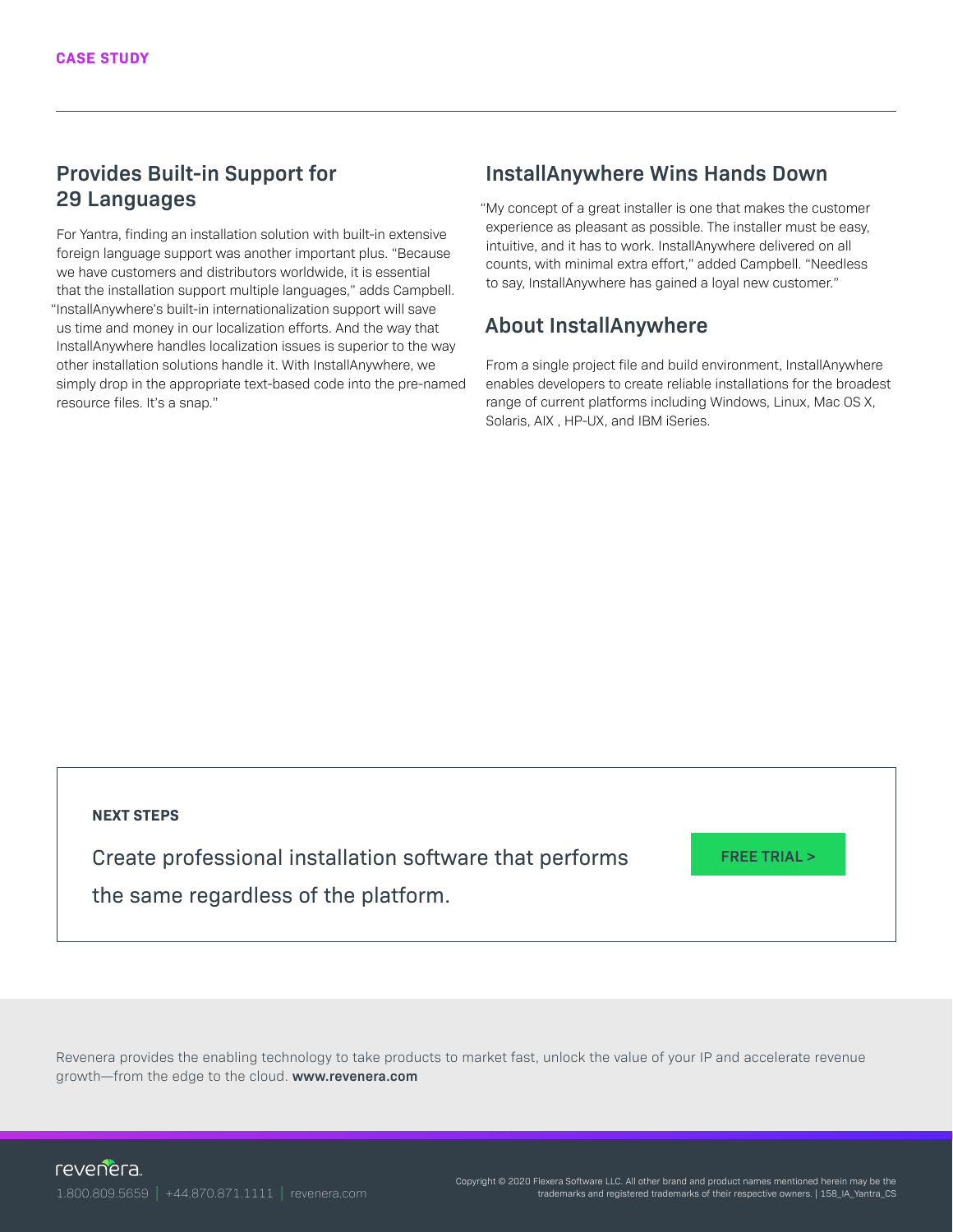## Provides Built-in Support for 29 Languages

For Yantra, finding an installation solution with built-in extensive foreign language support was another important plus. "Because we have customers and distributors worldwide, it is essential that the installation support multiple languages," adds Campbell. "InstallAnywhere's built-in internationalization support will save us time and money in our localization efforts. And the way that InstallAnywhere handles localization issues is superior to the way other installation solutions handle it. With InstallAnywhere, we simply drop in the appropriate text-based code into the pre-named resource files. It's a snap."

## InstallAnywhere Wins Hands Down

"My concept of a great installer is one that makes the customer experience as pleasant as possible. The installer must be easy, intuitive, and it has to work. InstallAnywhere delivered on all counts, with minimal extra effort," added Campbell. "Needless to say, InstallAnywhere has gained a loyal new customer."

## About InstallAnywhere

From a single project file and build environment, InstallAnywhere enables developers to create reliable installations for the broadest range of current platforms including Windows, Linux, Mac OS X, Solaris, AIX , HP-UX, and IBM iSeries.

**NEXT STEPS**

Create professional installation software that performs the same regardless of the platform.

**FREE TRIAL >**

Revenera provides the enabling technology to take products to market fast, unlock the value of your IP and accelerate revenue growth—from the edge to the cloud. **www.revenera.com**

revenera.

1.800.809.5659 | +44.870.871.1111 | revenera.com

Copyright © 2020 Flexera Software LLC. All other brand and product names mentioned herein may be the trademarks and registered trademarks of their respective owners. | 158_IA_Yantra_CS